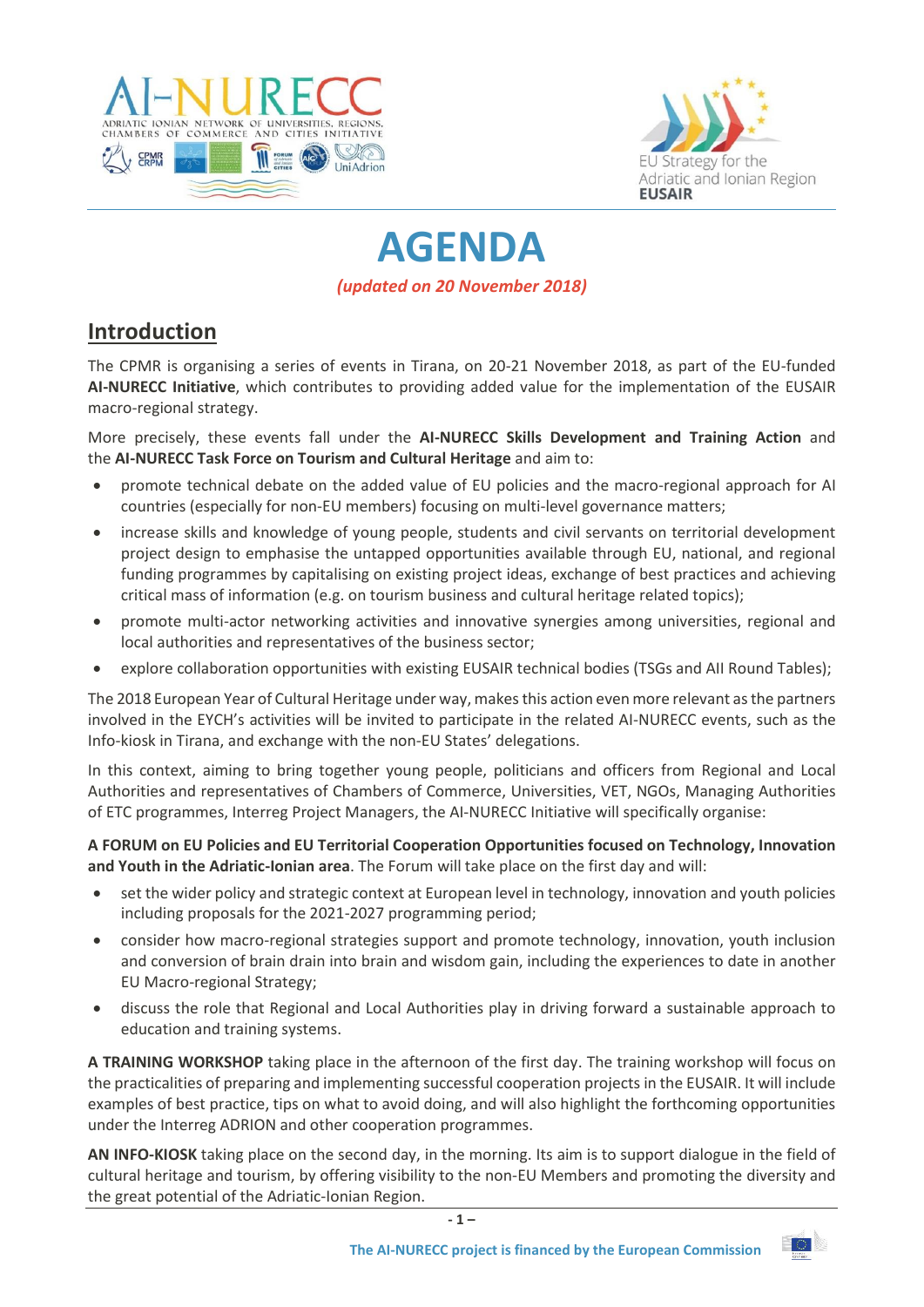# AGENDA

*(updated on 20 November 2018)*

## Introduction

The CPMR is organising a series of events in Tirana, on 20-21 November 2018, as part of the EU-funded **AI-NURECC Initiative**, which contributes to providing added value for the implementation of the EUSAIR macro-regional strategy.

More precisely, these events fall under the **AI-NURECC Skills Development and Training Action** and the **AI-NURECC Task Force on Tourism and Cultural Heritage** and aim to:

- promote technical debate on the added value of EU policies and the macro-regional approach for AI countries (especially for non-EU members) focusing on multi-level governance matters;
- increase skills and knowledge of young people, students and civil servants on territorial development project design to emphasise the untapped opportunities available through EU, national, and regional funding programmes by capitalising on existing project ideas, exchange of best practices and achieving critical mass of information (e.g. on tourism business and cultural heritage related topics);
- promote multi-actor networking activities and innovative synergies among universities, regional and local authorities and representatives of the business sector;
- explore collaboration opportunities with existing EUSAIR technical bodies (TSGs and AII Round Tables);

The 2018 European Year of Cultural Heritage under way, makes this action even more relevant as the partners involved in the EYCH's activities will be invited to participate in the related AI-NURECC events, such as the Info-kiosk in Tirana, and exchange with the non-EU States' delegations.

In this context, aiming to bring together young people, politicians and officers from Regional and Local Authorities and representatives of Chambers of Commerce, Universities, VET, NGOs, Managing Authorities of ETC programmes, Interreg Project Managers, the AI-NURECC Initiative will specifically organise:

**A FORUM on EU Policies and EU Territorial Cooperation Opportunities focused on Technology, Innovation and Youth in the Adriatic-Ionian area**. The Forum will take place on the first day and will:

- set the wider policy and strategic context at European level in technology, innovation and youth policies including proposals for the 2021-2027 programming period;
- consider how macro-regional strategies support and promote technology, innovation, youth inclusion and conversion of brain drain into brain and wisdom gain, including the experiences to date in another EU Macro-regional Strategy;
- discuss the role that Regional and Local Authorities play in driving forward a sustainable approach to education and training systems.

**A TRAINING WORKSHOP** taking place in the afternoon of the first day. The training workshop will focus on the practicalities of preparing and implementing successful cooperation projects in the EUSAIR. It will include examples of best practice, tips on what to avoid doing, and will also highlight the forthcoming opportunities under the Interreg ADRION and other cooperation programmes.

**AN INFO-KIOSK** taking place on the second day, in the morning. Its aim is to support dialogue in the field of cultural heritage and tourism, by offering visibility to the non-EU Members and promoting the diversity and the great potential of the Adriatic-Ionian Region.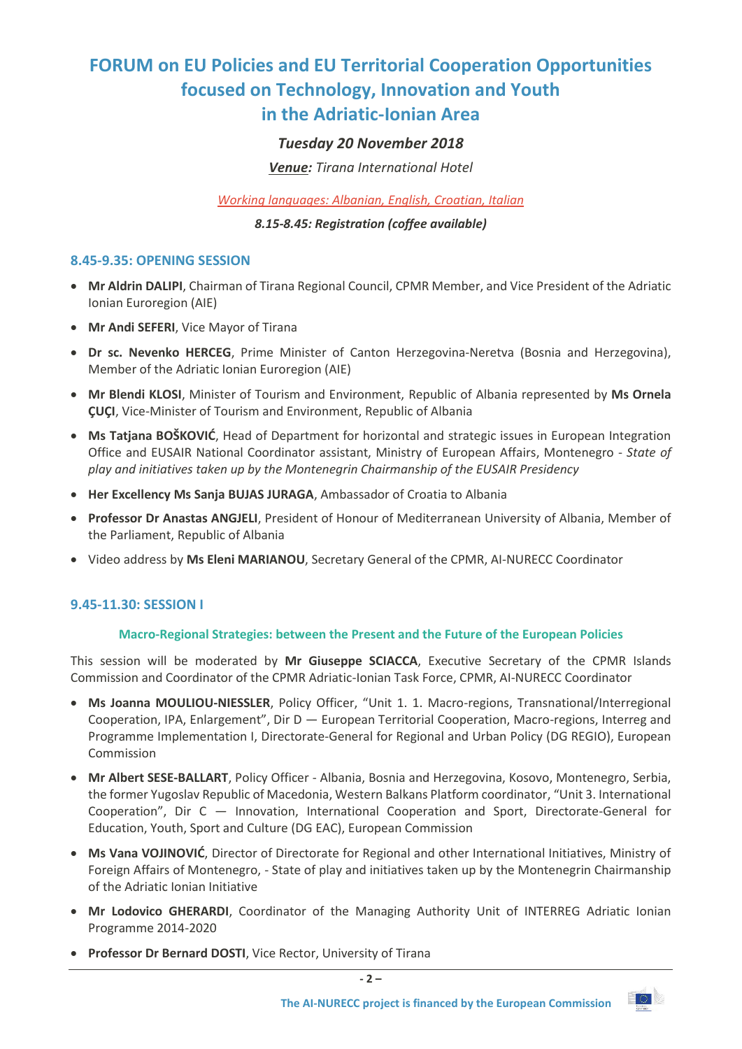# FORUM on EU Policies and EU Territorial Cooperation Opportunities focused on Technology, Innovation and Youth in the Adriatic-Ionian Area

***Tuesday 20 November 2018***

***Venue:*** *Tirana International Hotel*

*Working languages: Albanian, English, Croatian, Italian*

***8.15-8.45: Registration (coffee available)***

## 8.45-9.35: OPENING SESSION

- **Mr Aldrin DALIPI**, Chairman of Tirana Regional Council, CPMR Member, and Vice President of the Adriatic Ionian Euroregion (AIE)
- **Mr Andi SEFERI**, Vice Mayor of Tirana
- **Dr sc. Nevenko HERCEG**, Prime Minister of Canton Herzegovina-Neretva (Bosnia and Herzegovina), Member of the Adriatic Ionian Euroregion (AIE)
- **Mr Blendi KLOSI**, Minister of Tourism and Environment, Republic of Albania represented by **Ms Ornela ÇUÇI**, Vice-Minister of Tourism and Environment, Republic of Albania
- **Ms Tatjana BOŠKOVIĆ**, Head of Department for horizontal and strategic issues in European Integration Office and EUSAIR National Coordinator assistant, Ministry of European Affairs, Montenegro - *State of play and initiatives taken up by the Montenegrin Chairmanship of the EUSAIR Presidency*
- **Her Excellency Ms Sanja BUJAS JURAGA**, Ambassador of Croatia to Albania
- **Professor Dr Anastas ANGJELI**, President of Honour of Mediterranean University of Albania, Member of the Parliament, Republic of Albania
- Video address by **Ms Eleni MARIANOU**, Secretary General of the CPMR, AI-NURECC Coordinator

## 9.45-11.30: SESSION I

### Macro-Regional Strategies: between the Present and the Future of the European Policies

This session will be moderated by **Mr Giuseppe SCIACCA**, Executive Secretary of the CPMR Islands Commission and Coordinator of the CPMR Adriatic-Ionian Task Force, CPMR, AI-NURECC Coordinator

- **Ms Joanna MOULIOU-NIESSLER**, Policy Officer, "Unit 1. 1. Macro-regions, Transnational/Interregional Cooperation, IPA, Enlargement", Dir D — European Territorial Cooperation, Macro-regions, Interreg and Programme Implementation I, Directorate-General for Regional and Urban Policy (DG REGIO), European Commission
- **Mr Albert SESE-BALLART**, Policy Officer - Albania, Bosnia and Herzegovina, Kosovo, Montenegro, Serbia, the former Yugoslav Republic of Macedonia, Western Balkans Platform coordinator, "Unit 3. International Cooperation", Dir C — Innovation, International Cooperation and Sport, Directorate-General for Education, Youth, Sport and Culture (DG EAC), European Commission
- **Ms Vana VOJINOVIĆ**, Director of Directorate for Regional and other International Initiatives, Ministry of Foreign Affairs of Montenegro, - State of play and initiatives taken up by the Montenegrin Chairmanship of the Adriatic Ionian Initiative
- **Mr Lodovico GHERARDI**, Coordinator of the Managing Authority Unit of INTERREG Adriatic Ionian Programme 2014-2020
- **Professor Dr Bernard DOSTI**, Vice Rector, University of Tirana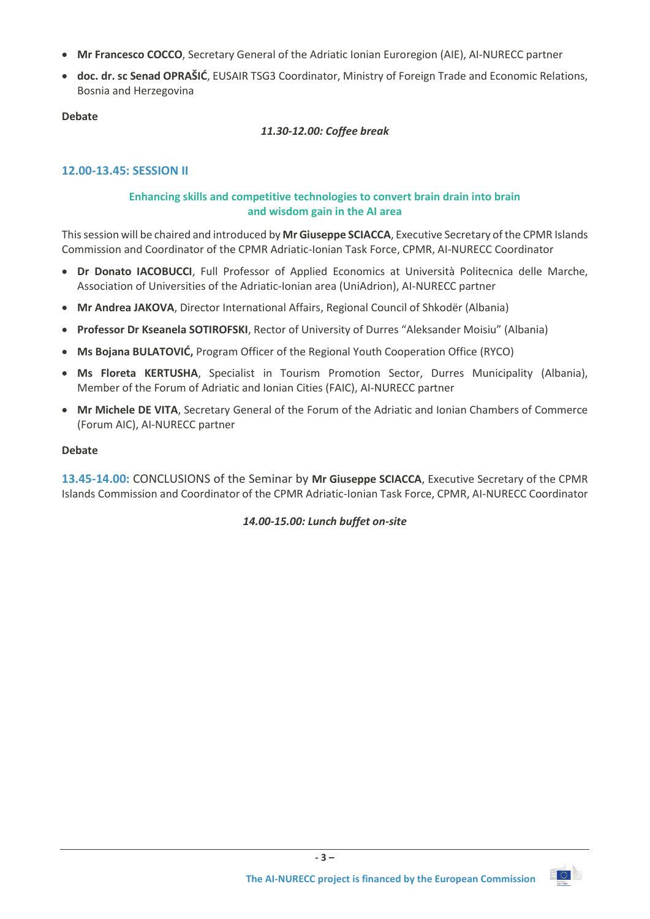- **Mr Francesco COCCO**, Secretary General of the Adriatic Ionian Euroregion (AIE), AI-NURECC partner
- **doc. dr. sc Senad OPRAŠIĆ**, EUSAIR TSG3 Coordinator, Ministry of Foreign Trade and Economic Relations, Bosnia and Herzegovina

**Debate**

*11.30-12.00: Coffee break*

## 12.00-13.45: SESSION II

### Enhancing skills and competitive technologies to convert brain drain into brain and wisdom gain in the AI area

This session will be chaired and introduced by **Mr Giuseppe SCIACCA**, Executive Secretary of the CPMR Islands Commission and Coordinator of the CPMR Adriatic-Ionian Task Force, CPMR, AI-NURECC Coordinator

- **Dr Donato IACOBUCCI**, Full Professor of Applied Economics at Università Politecnica delle Marche, Association of Universities of the Adriatic-Ionian area (UniAdrion), AI-NURECC partner
- **Mr Andrea JAKOVA**, Director International Affairs, Regional Council of Shkodër (Albania)
- **Professor Dr Kseanela SOTIROFSKI**, Rector of University of Durres "Aleksander Moisiu" (Albania)
- **Ms Bojana BULATOVIĆ,** Program Officer of the Regional Youth Cooperation Office (RYCO)
- **Ms Floreta KERTUSHA**, Specialist in Tourism Promotion Sector, Durres Municipality (Albania), Member of the Forum of Adriatic and Ionian Cities (FAIC), AI-NURECC partner
- **Mr Michele DE VITA**, Secretary General of the Forum of the Adriatic and Ionian Chambers of Commerce (Forum AIC), AI-NURECC partner

**Debate**

**13.45-14.00:** CONCLUSIONS of the Seminar by **Mr Giuseppe SCIACCA**, Executive Secretary of the CPMR Islands Commission and Coordinator of the CPMR Adriatic-Ionian Task Force, CPMR, AI-NURECC Coordinator

*14.00-15.00: Lunch buffet on-site*

**The AI-NURECC project is financed by the European Commission**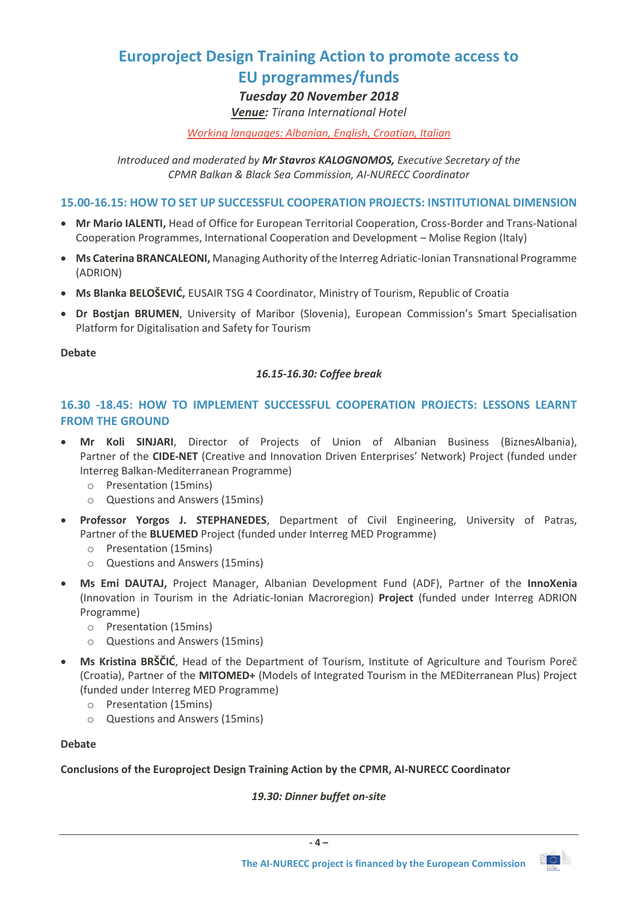# Europroject Design Training Action to promote access to EU programmes/funds

***Tuesday 20 November 2018***

***Venue:** Tirana International Hotel*

*Working languages: Albanian, English, Croatian, Italian*

*Introduced and moderated by **Mr Stavros KALOGNOMOS,** Executive Secretary of the CPMR Balkan & Black Sea Commission, AI-NURECC Coordinator*

## 15.00-16.15: HOW TO SET UP SUCCESSFUL COOPERATION PROJECTS: INSTITUTIONAL DIMENSION

- **Mr Mario IALENTI,** Head of Office for European Territorial Cooperation, Cross-Border and Trans-National Cooperation Programmes, International Cooperation and Development – Molise Region (Italy)
- **Ms Caterina BRANCALEONI,** Managing Authority of the Interreg Adriatic-Ionian Transnational Programme (ADRION)
- **Ms Blanka BELOŠEVIĆ,** EUSAIR TSG 4 Coordinator, Ministry of Tourism, Republic of Croatia
- **Dr Bostjan BRUMEN**, University of Maribor (Slovenia), European Commission's Smart Specialisation Platform for Digitalisation and Safety for Tourism

**Debate**

***16.15-16.30: Coffee break***

## 16.30 -18.45: HOW TO IMPLEMENT SUCCESSFUL COOPERATION PROJECTS: LESSONS LEARNT FROM THE GROUND

- **Mr Koli SINJARI**, Director of Projects of Union of Albanian Business (BiznesAlbania), Partner of the **CIDE-NET** (Creative and Innovation Driven Enterprises' Network) Project (funded under Interreg Balkan-Mediterranean Programme)
  - Presentation (15mins)
  - Questions and Answers (15mins)
- **Professor Yorgos J. STEPHANEDES**, Department of Civil Engineering, University of Patras, Partner of the **BLUEMED** Project (funded under Interreg MED Programme)
  - Presentation (15mins)
  - Questions and Answers (15mins)
- **Ms Emi DAUTAJ,** Project Manager, Albanian Development Fund (ADF), Partner of the **InnoXenia** (Innovation in Tourism in the Adriatic-Ionian Macroregion) **Project** (funded under Interreg ADRION Programme)
  - Presentation (15mins)
  - Questions and Answers (15mins)
- **Ms Kristina BRŠČIĆ**, Head of the Department of Tourism, Institute of Agriculture and Tourism Poreč (Croatia), Partner of the **MITOMED+** (Models of Integrated Tourism in the MEDiterranean Plus) Project (funded under Interreg MED Programme)
  - Presentation (15mins)
  - Questions and Answers (15mins)

**Debate**

**Conclusions of the Europroject Design Training Action by the CPMR, AI-NURECC Coordinator**

***19.30: Dinner buffet on-site***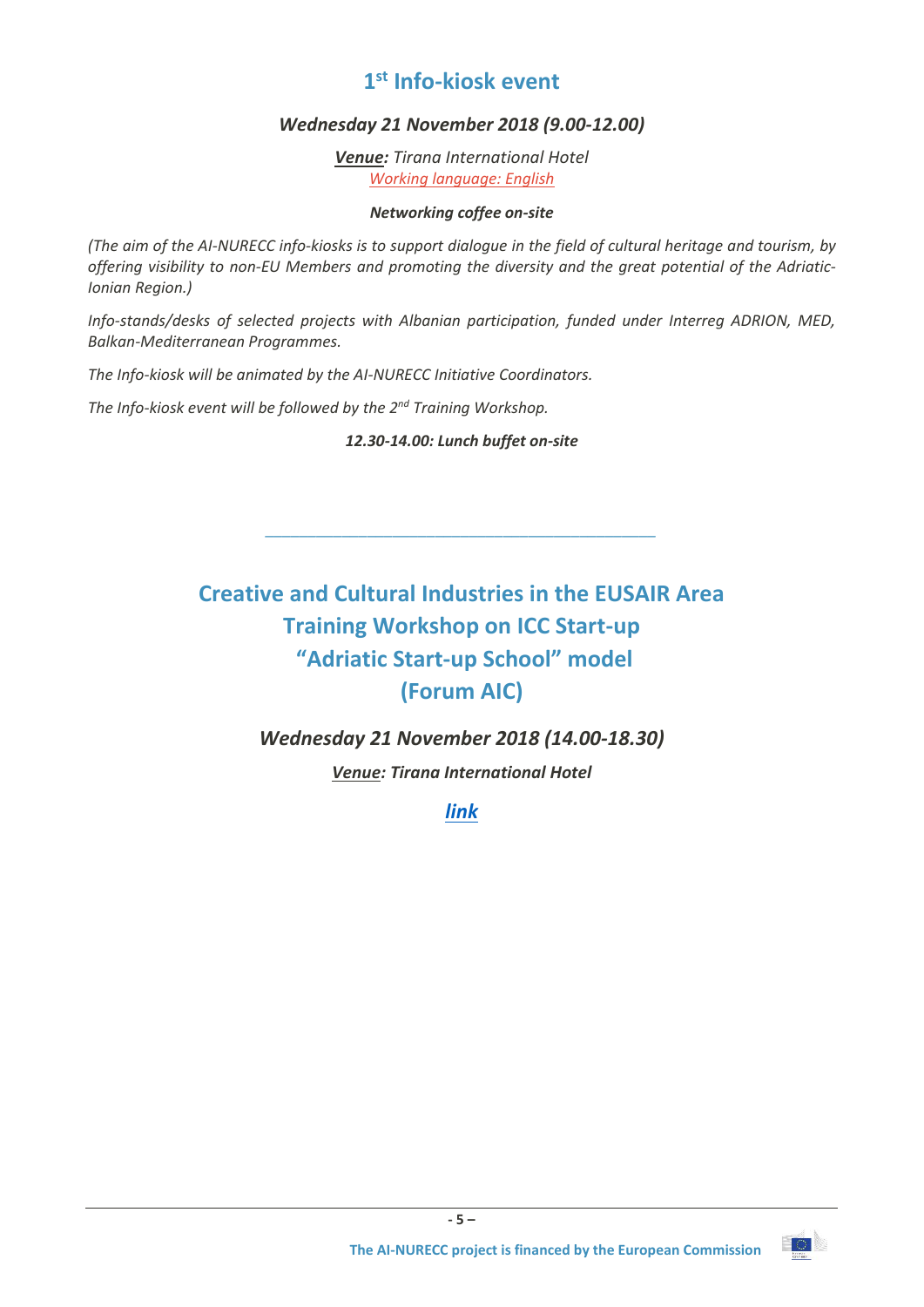## 1st Info-kiosk event

***Wednesday 21 November 2018 (9.00-12.00)***

***Venue:*** *Tirana International Hotel*
*Working language: English*

***Networking coffee on-site***

*(The aim of the AI-NURECC info-kiosks is to support dialogue in the field of cultural heritage and tourism, by offering visibility to non-EU Members and promoting the diversity and the great potential of the Adriatic-Ionian Region.)*

*Info-stands/desks of selected projects with Albanian participation, funded under Interreg ADRION, MED, Balkan-Mediterranean Programmes.*

*The Info-kiosk will be animated by the AI-NURECC Initiative Coordinators.*

*The Info-kiosk event will be followed by the 2nd Training Workshop.*

***12.30-14.00: Lunch buffet on-site***

---

## Creative and Cultural Industries in the EUSAIR Area
## Training Workshop on ICC Start-up
## "Adriatic Start-up School" model
## (Forum AIC)

***Wednesday 21 November 2018 (14.00-18.30)***

***Venue: Tirana International Hotel***

***link***